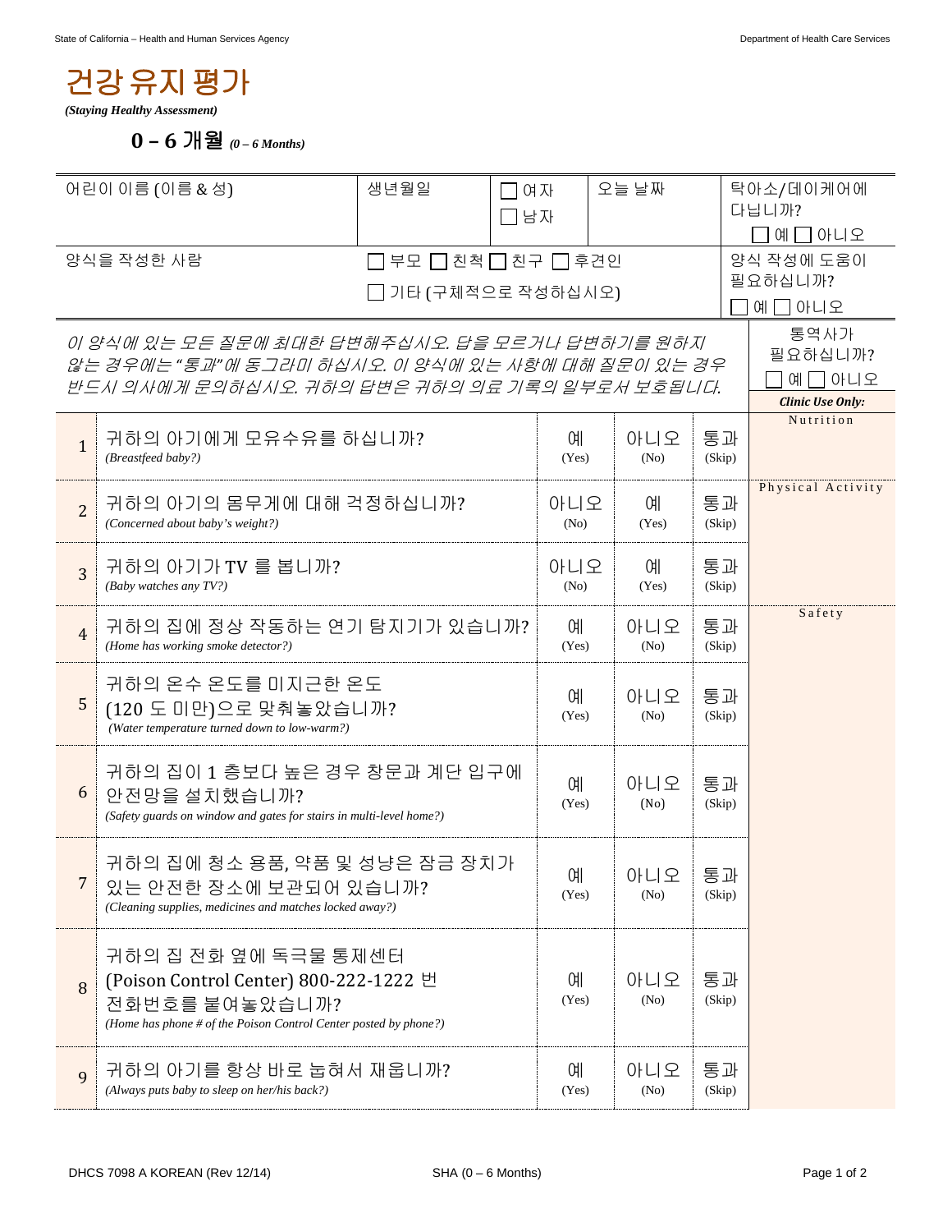# 건강 유지 평가

*(Staying Healthy Assessment)*

## 0 – 6 개월 *(0 – 6 Months)*

| 어린이 이름 (이름 & 성) | 생년월일 | ☐ 여자 ☐ 남자 | 오늘 날짜 | 탁아소/데이케어에 다닙니까? ☐ 예 ☐ 아니오 |
|---|---|---|---|---|
| 양식을 작성한 사람 | ☐ 부모 ☐ 친척 ☐ 친구 ☐ 후견인 ☐ 기타 (구체적으로 작성하십시오) | | | 양식 작성에 도움이 필요하십니까? ☐ 예 ☐ 아니오 |

*이 양식에 있는 모든 질문에 최대한 답변해주십시오. 답을 모르거나 답변하기를 원하지 않는 경우에는 "통과"에 동그라미 하십시오. 이 양식에 있는 사항에 대해 질문이 있는 경우 반드시 의사에게 문의하십시오. 귀하의 답변은 귀하의 의료 기록의 일부로서 보호됩니다.*

통역사가 필요하십니까? ☐ 예 ☐ 아니오

| # | 질문 | | | | ***Clinic Use Only:*** |
|---|---|---|---|---|---|
| 1 | 귀하의 아기에게 모유수유를 하십니까? *(Breastfeed baby?)* | 예 (Yes) | 아니오 (No) | 통과 (Skip) | Nutrition |
| 2 | 귀하의 아기의 몸무게에 대해 걱정하십니까? *(Concerned about baby's weight?)* | 아니오 (No) | 예 (Yes) | 통과 (Skip) | Physical Activity |
| 3 | 귀하의 아기가 TV 를 봅니까? *(Baby watches any TV?)* | 아니오 (No) | 예 (Yes) | 통과 (Skip) | |
| 4 | 귀하의 집에 정상 작동하는 연기 탐지기가 있습니까? *(Home has working smoke detector?)* | 예 (Yes) | 아니오 (No) | 통과 (Skip) | Safety |
| 5 | 귀하의 온수 온도를 미지근한 온도 (120 도 미만)으로 맞춰놓았습니까? *(Water temperature turned down to low-warm?)* | 예 (Yes) | 아니오 (No) | 통과 (Skip) | |
| 6 | 귀하의 집이 1 층보다 높은 경우 창문과 계단 입구에 안전망을 설치했습니까? *(Safety guards on window and gates for stairs in multi-level home?)* | 예 (Yes) | 아니오 (No) | 통과 (Skip) | |
| 7 | 귀하의 집에 청소 용품, 약품 및 성냥은 잠금 장치가 있는 안전한 장소에 보관되어 있습니까? *(Cleaning supplies, medicines and matches locked away?)* | 예 (Yes) | 아니오 (No) | 통과 (Skip) | |
| 8 | 귀하의 집 전화 옆에 독극물 통제센터 (Poison Control Center) 800-222-1222 번 전화번호를 붙여놓았습니까? *(Home has phone # of the Poison Control Center posted by phone?)* | 예 (Yes) | 아니오 (No) | 통과 (Skip) | |
| 9 | 귀하의 아기를 항상 바로 눕혀서 재웁니까? *(Always puts baby to sleep on her/his back?)* | 예 (Yes) | 아니오 (No) | 통과 (Skip) | |

DHCS 7098 A KOREAN (Rev 12/14) SHA (0 – 6 Months)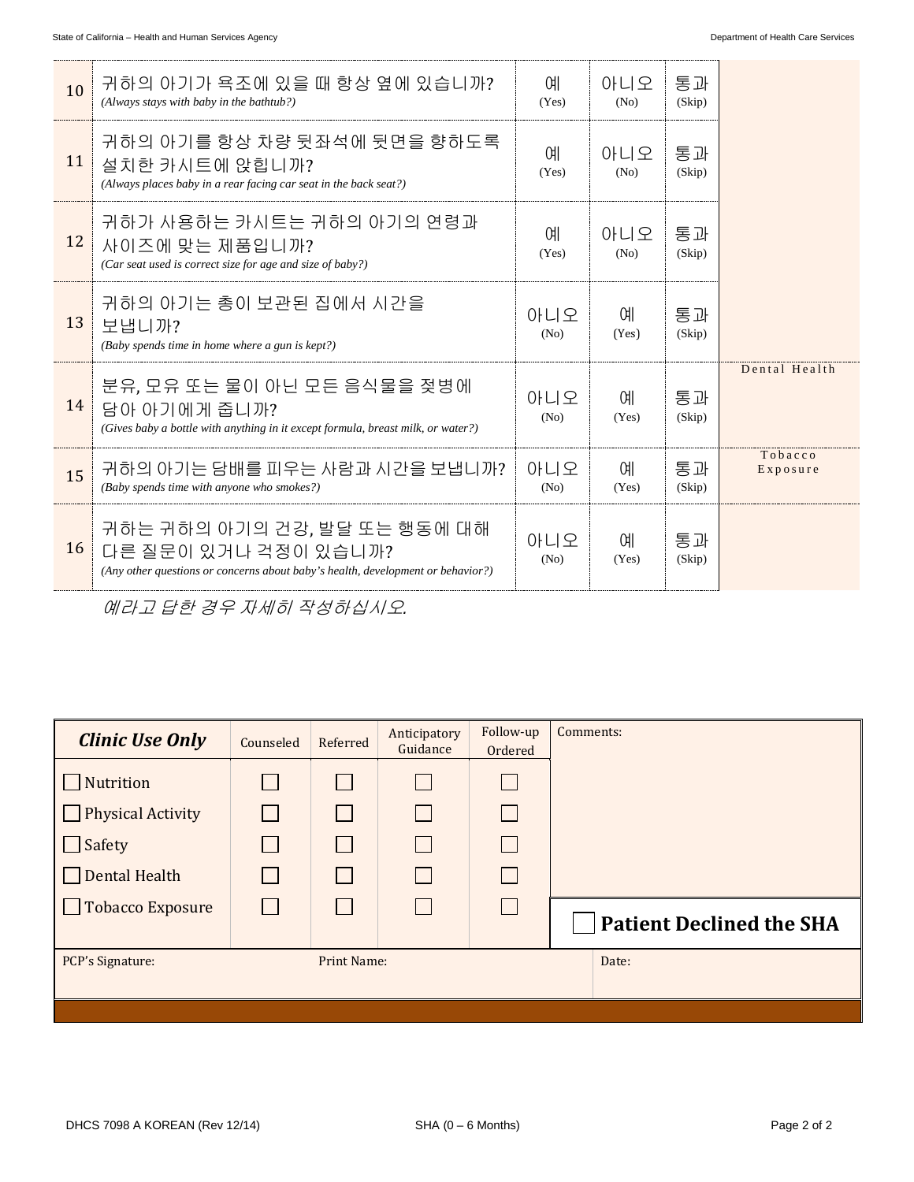| | | | | | |
|---|---|---|---|---|---|
| 10 | 귀하의 아기가 욕조에 있을 때 항상 옆에 있습니까?<br>*(Always stays with baby in the bathtub?)* | 예<br>(Yes) | 아니오<br>(No) | 통과<br>(Skip) | |
| 11 | 귀하의 아기를 항상 차량 뒷좌석에 뒷면을 향하도록 설치한 카시트에 앉힙니까?<br>*(Always places baby in a rear facing car seat in the back seat?)* | 예<br>(Yes) | 아니오<br>(No) | 통과<br>(Skip) | |
| 12 | 귀하가 사용하는 카시트는 귀하의 아기의 연령과 사이즈에 맞는 제품입니까?<br>*(Car seat used is correct size for age and size of baby?)* | 예<br>(Yes) | 아니오<br>(No) | 통과<br>(Skip) | |
| 13 | 귀하의 아기는 총이 보관된 집에서 시간을 보냅니까?<br>*(Baby spends time in home where a gun is kept?)* | 아니오<br>(No) | 예<br>(Yes) | 통과<br>(Skip) | |
| 14 | 분유, 모유 또는 물이 아닌 모든 음식물을 젖병에 담아 아기에게 줍니까?<br>*(Gives baby a bottle with anything in it except formula, breast milk, or water?)* | 아니오<br>(No) | 예<br>(Yes) | 통과<br>(Skip) | Dental Health |
| 15 | 귀하의 아기는 담배를 피우는 사람과 시간을 보냅니까?<br>*(Baby spends time with anyone who smokes?)* | 아니오<br>(No) | 예<br>(Yes) | 통과<br>(Skip) | Tobacco Exposure |
| 16 | 귀하는 귀하의 아기의 건강, 발달 또는 행동에 대해 다른 질문이 있거나 걱정이 있습니까?<br>*(Any other questions or concerns about baby's health, development or behavior?)* | 아니오<br>(No) | 예<br>(Yes) | 통과<br>(Skip) | |

*예라고 답한 경우 자세히 작성하십시오.*

| ***Clinic Use Only*** | Counseled | Referred | Anticipatory Guidance | Follow-up Ordered | Comments: |
|---|---|---|---|---|---|
| ☐ Nutrition | ☐ | ☐ | ☐ | ☐ | |
| ☐ Physical Activity | ☐ | ☐ | ☐ | ☐ | |
| ☐ Safety | ☐ | ☐ | ☐ | ☐ | |
| ☐ Dental Health | ☐ | ☐ | ☐ | ☐ | |
| ☐ Tobacco Exposure | ☐ | ☐ | ☐ | ☐ | ☐ **Patient Declined the SHA** |

| PCP's Signature: | Print Name: | Date: |
|---|---|---|
| | | |

DHCS 7098 A KOREAN (Rev 12/14) SHA (0 – 6 Months)